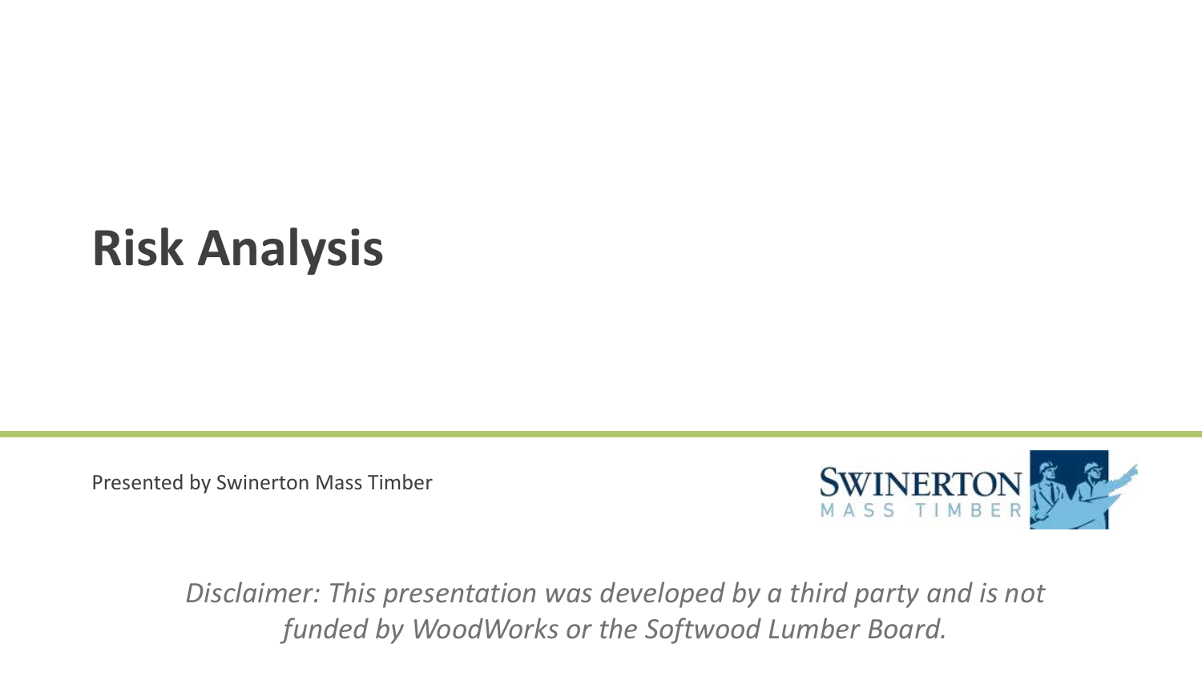# Risk Analysis

Presented by Swinerton Mass Timber

*Disclaimer: This presentation was developed by a third party and is not funded by WoodWorks or the Softwood Lumber Board.*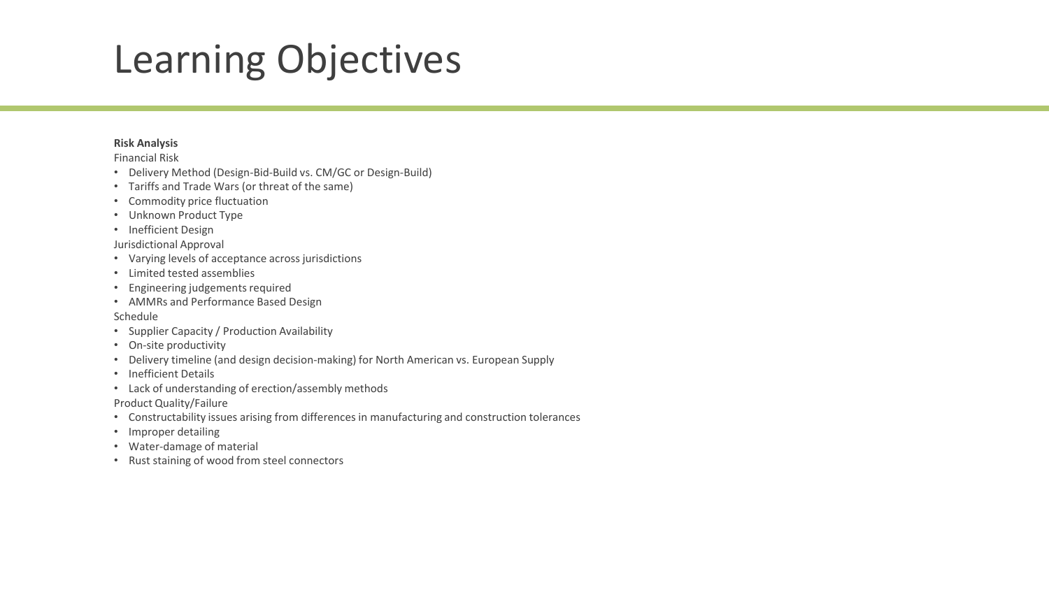# Learning Objectives

**Risk Analysis**

Financial Risk

- Delivery Method (Design-Bid-Build vs. CM/GC or Design-Build)
- Tariffs and Trade Wars (or threat of the same)
- Commodity price fluctuation
- Unknown Product Type
- Inefficient Design

Jurisdictional Approval

- Varying levels of acceptance across jurisdictions
- Limited tested assemblies
- Engineering judgements required
- AMMRs and Performance Based Design

Schedule

- Supplier Capacity / Production Availability
- On-site productivity
- Delivery timeline (and design decision-making) for North American vs. European Supply
- Inefficient Details
- Lack of understanding of erection/assembly methods

Product Quality/Failure

- Constructability issues arising from differences in manufacturing and construction tolerances
- Improper detailing
- Water-damage of material
- Rust staining of wood from steel connectors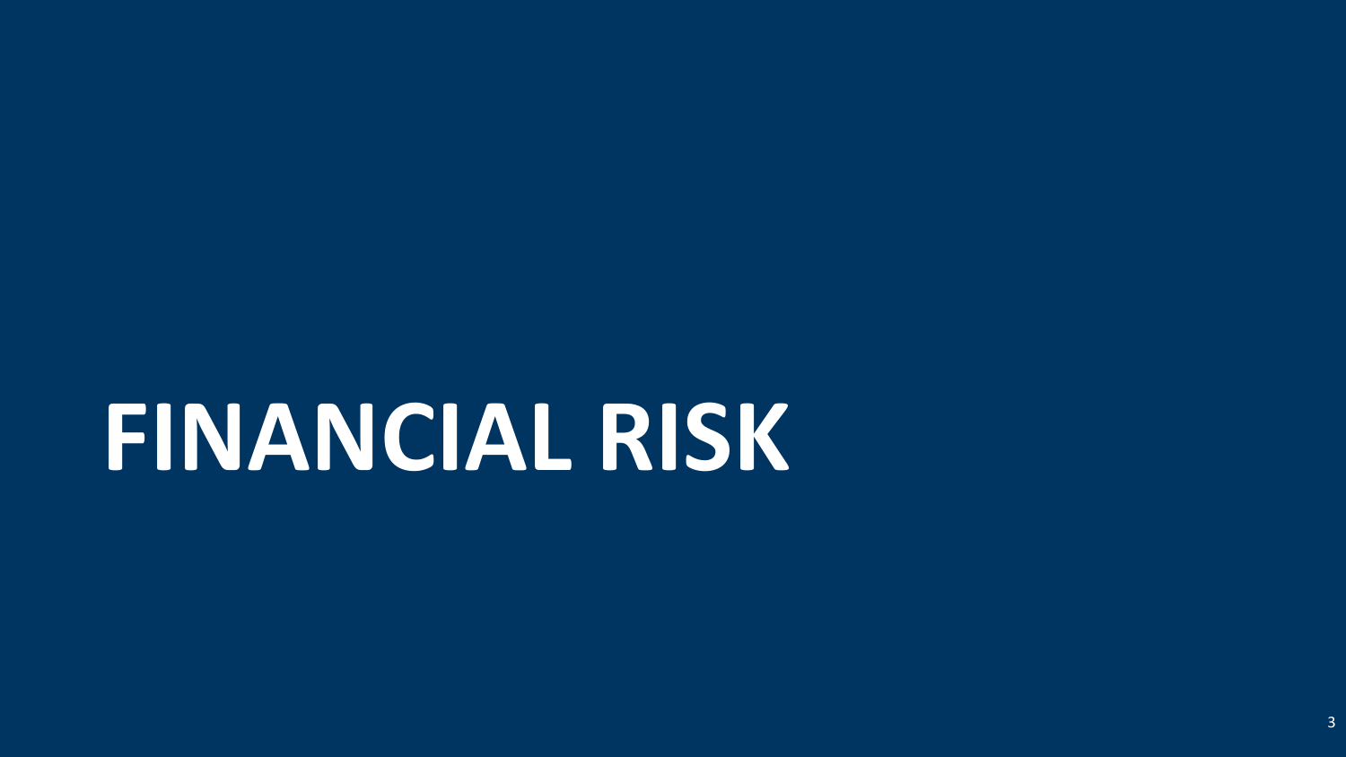# FINANCIAL RISK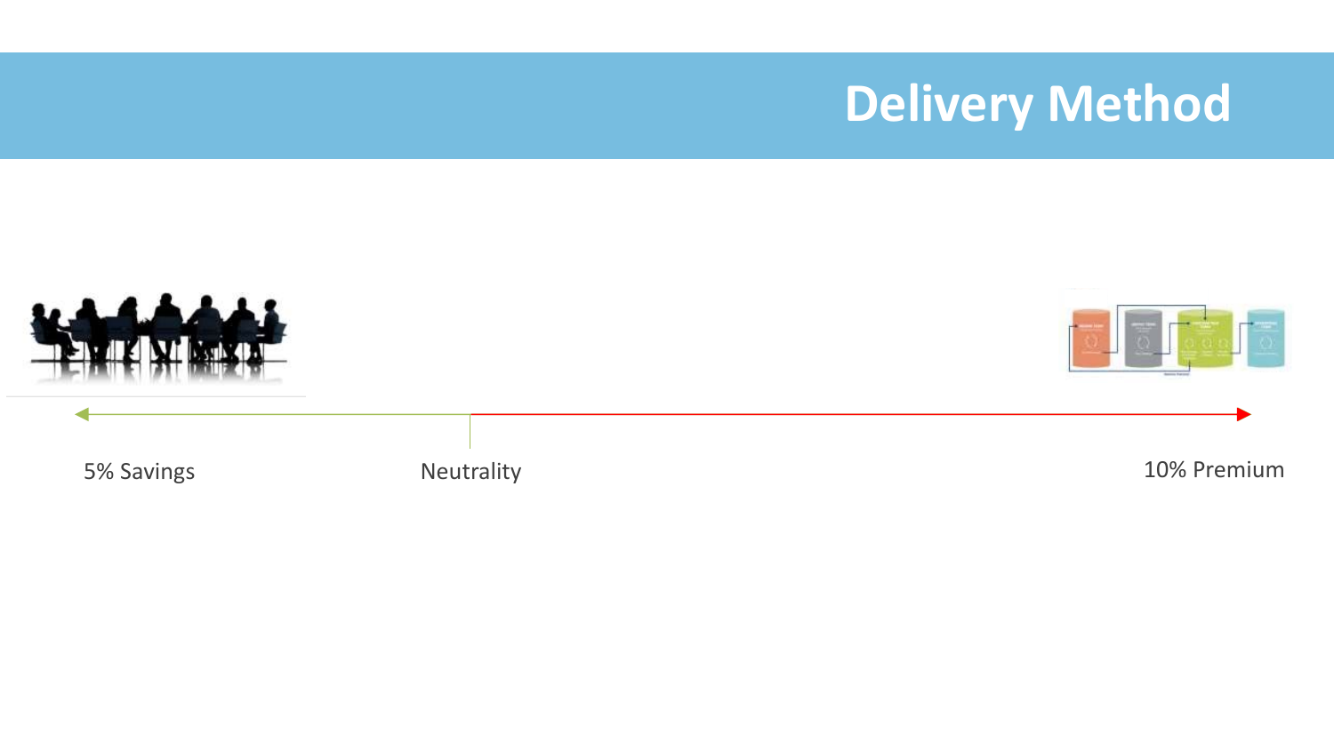# Delivery Method

5% Savings

Neutrality

10% Premium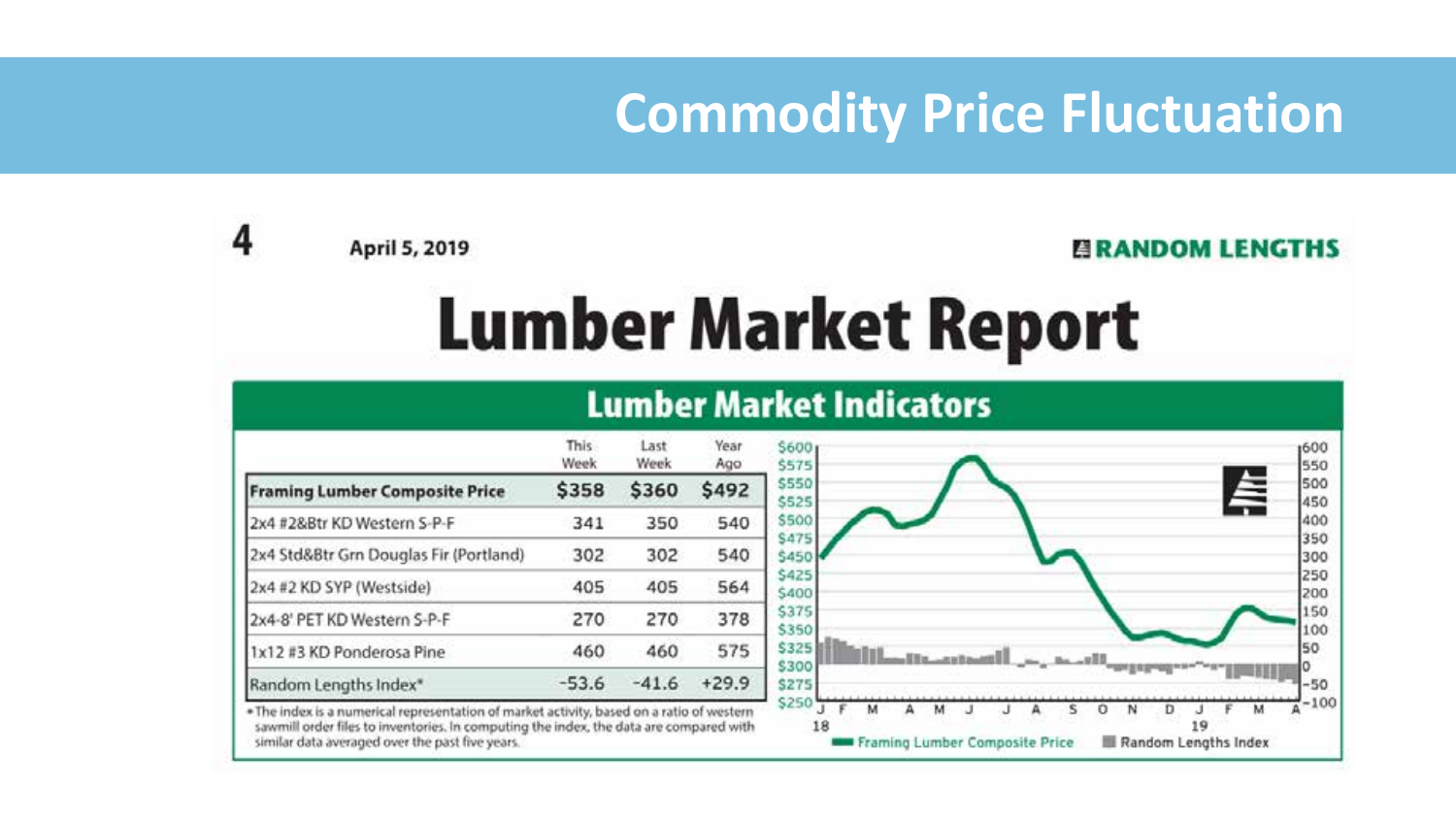# Commodity Price Fluctuation

4 April 5, 2019 RANDOM LENGTHS

## Lumber Market Report

### Lumber Market Indicators

| | This Week | Last Week | Year Ago |
|---|---|---|---|
| **Framing Lumber Composite Price** | **$358** | **$360** | **$492** |
| 2x4 #2&Btr KD Western S-P-F | 341 | 350 | 540 |
| 2x4 Std&Btr Grn Douglas Fir (Portland) | 302 | 302 | 540 |
| 2x4 #2 KD SYP (Westside) | 405 | 405 | 564 |
| 2x4-8' PET KD Western S-P-F | 270 | 270 | 378 |
| 1x12 #3 KD Ponderosa Pine | 460 | 460 | 575 |
| Random Lengths Index* | -53.6 | -41.6 | +29.9 |

*The index is a numerical representation of market activity, based on a ratio of western sawmill order files to inventories. In computing the index, the data are compared with similar data averaged over the past five years.

Framing Lumber Composite Price | Random Lengths Index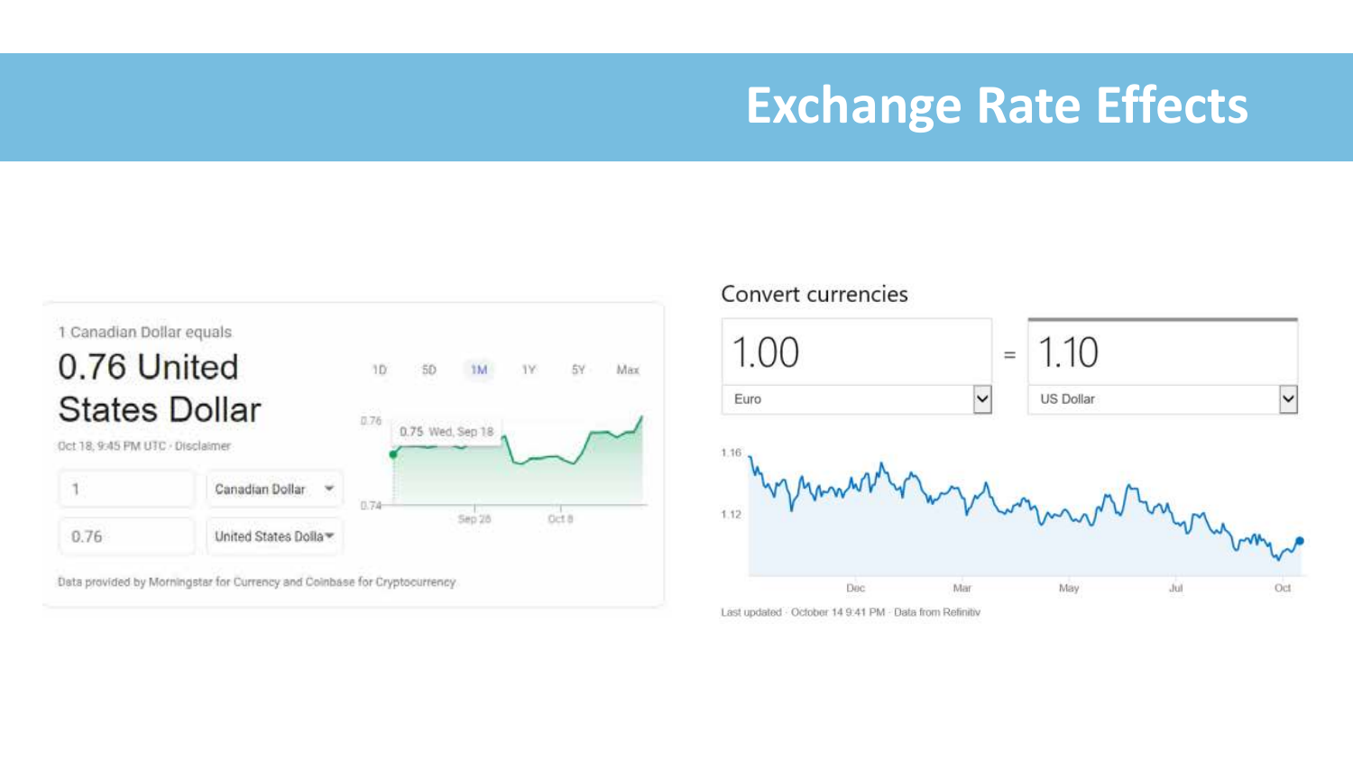# Exchange Rate Effects

1 Canadian Dollar equals

0.76 United States Dollar

Oct 18, 9:45 PM UTC · Disclaimer

1D 5D 1M 1Y 5Y Max

0.76

0.75 Wed, Sep 18

0.74

Sep 28 Oct 8

| 1 | Canadian Dollar |
| --- | --- |
| 0.76 | United States Dolla |

Data provided by Morningstar for Currency and Coinbase for Cryptocurrency

Convert currencies

| 1.00 | = | 1.10 |
| --- | --- | --- |
| Euro | | US Dollar |

1.16

1.12

Dec Mar May Jul Oct

Last updated · October 14 9:41 PM · Data from Refinitiv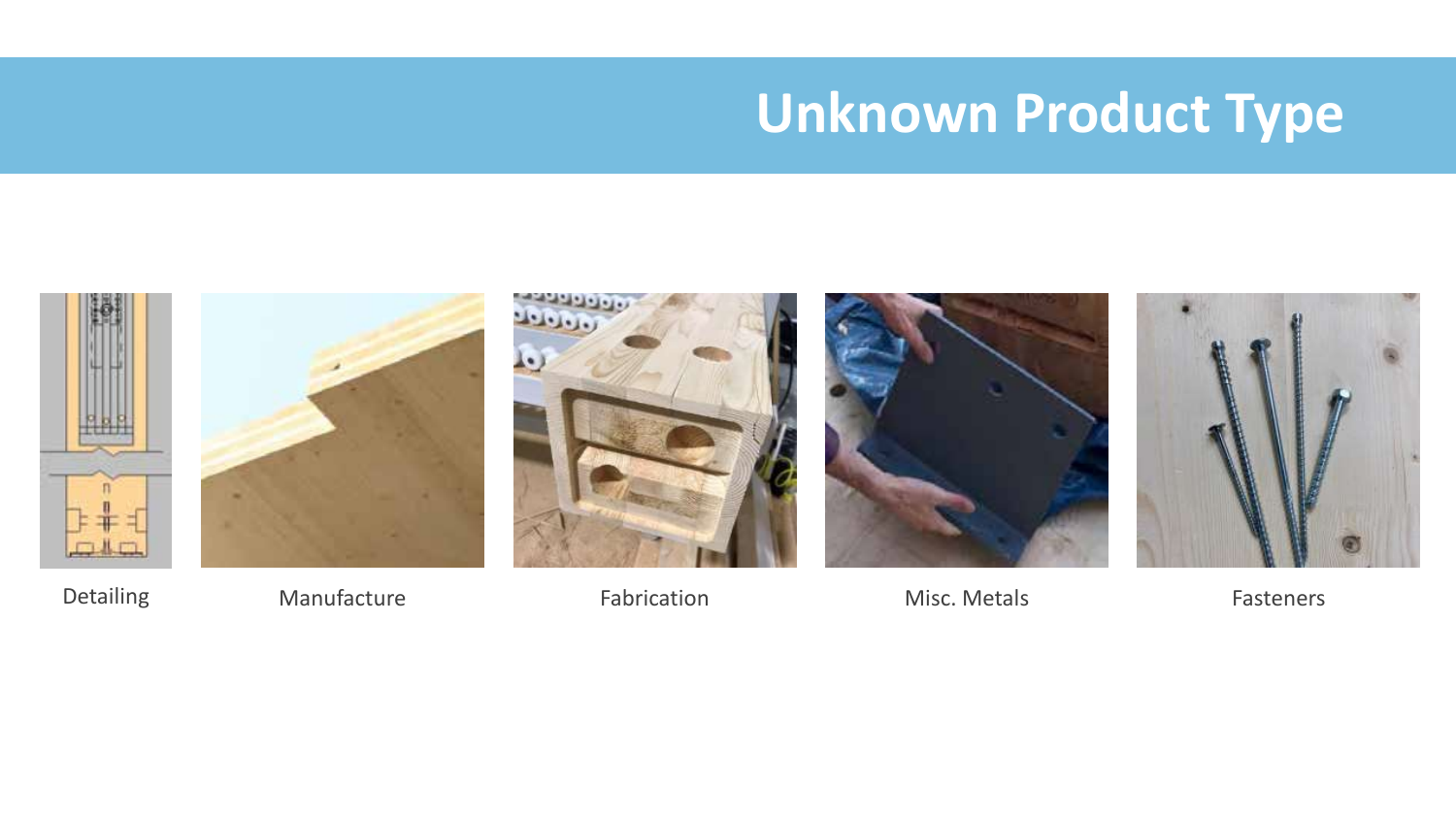# Unknown Product Type

Detailing

Manufacture

Fabrication

Misc. Metals

Fasteners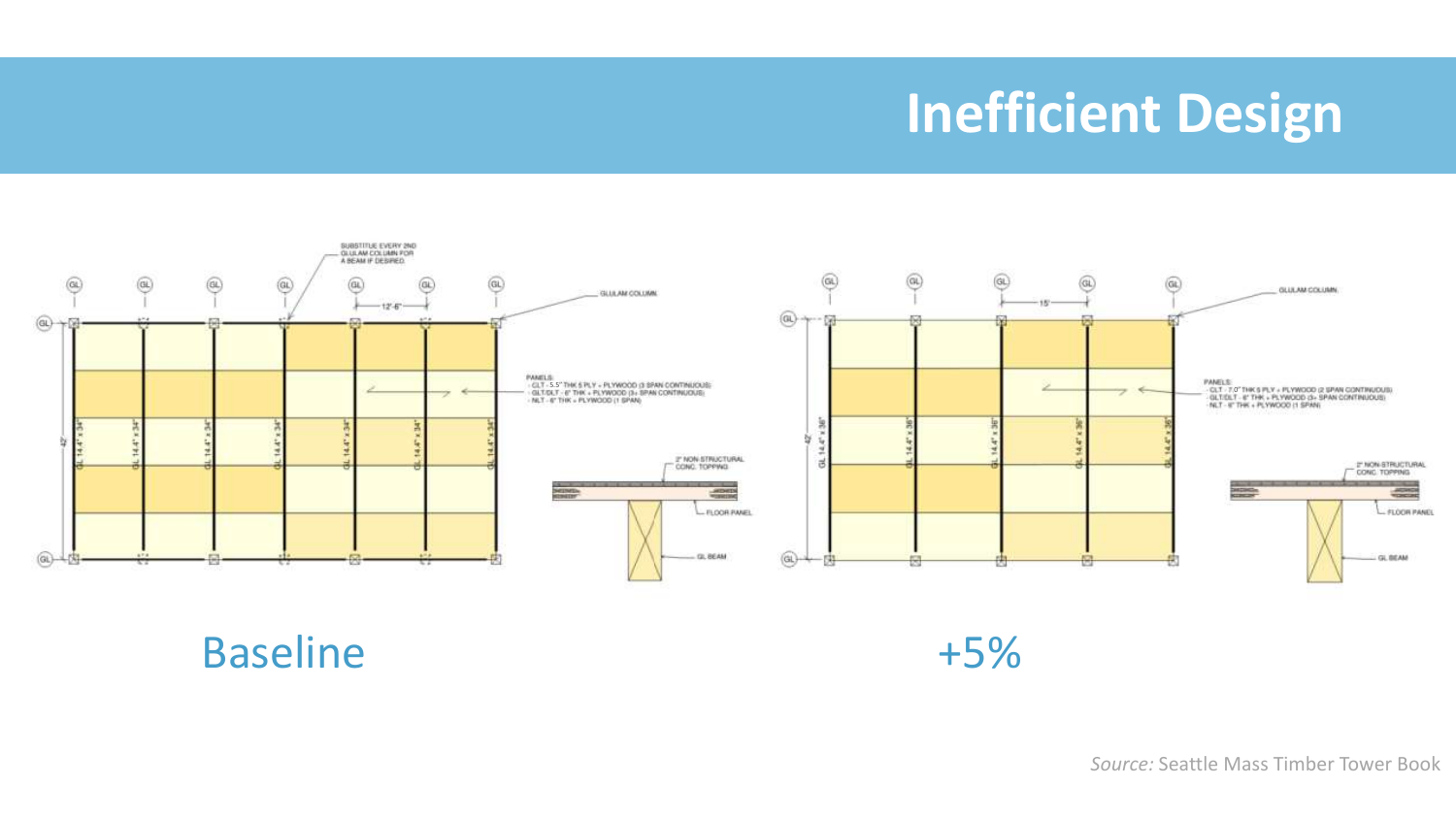# Inefficient Design

SUBSTITUTE EVERY 2ND GLULAM COLUMN FOR A BEAM IF DESIRED.

GLULAM COLUMN

12'-6"

42'

GL 14.4" x 34"

PANELS:
- CLT - 5.5" THK 5 PLY + PLYWOOD (3 SPAN CONTINUOUS)
- GLT/DLT - 6" THK + PLYWOOD (3+ SPAN CONTINUOUS)
- NLT - 6" THK + PLYWOOD (1 SPAN)

2" NON-STRUCTURAL CONC. TOPPING

FLOOR PANEL

GL BEAM

Baseline

GLULAM COLUMN

15'

42'

GL 14.4" x 36"

PANELS:
- CLT - 7.0" THK 5 PLY + PLYWOOD (2 SPAN CONTINUOUS)
- GLT/DLT - 6" THK + PLYWOOD (3+ SPAN CONTINUOUS)
- NLT - 6" THK + PLYWOOD (1 SPAN)

2" NON-STRUCTURAL CONC. TOPPING

FLOOR PANEL

GL BEAM

+5%

*Source:* Seattle Mass Timber Tower Book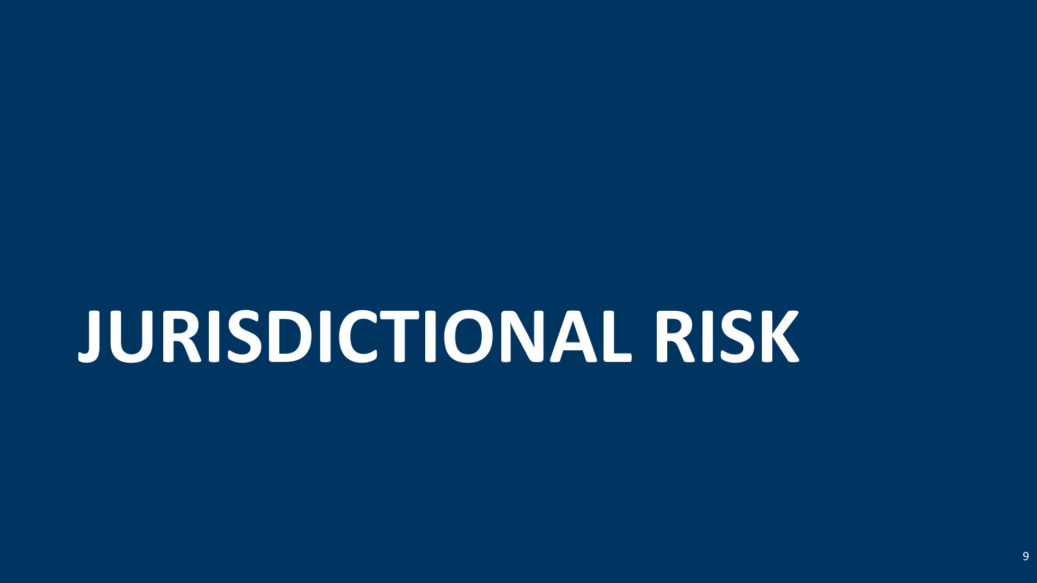# JURISDICTIONAL RISK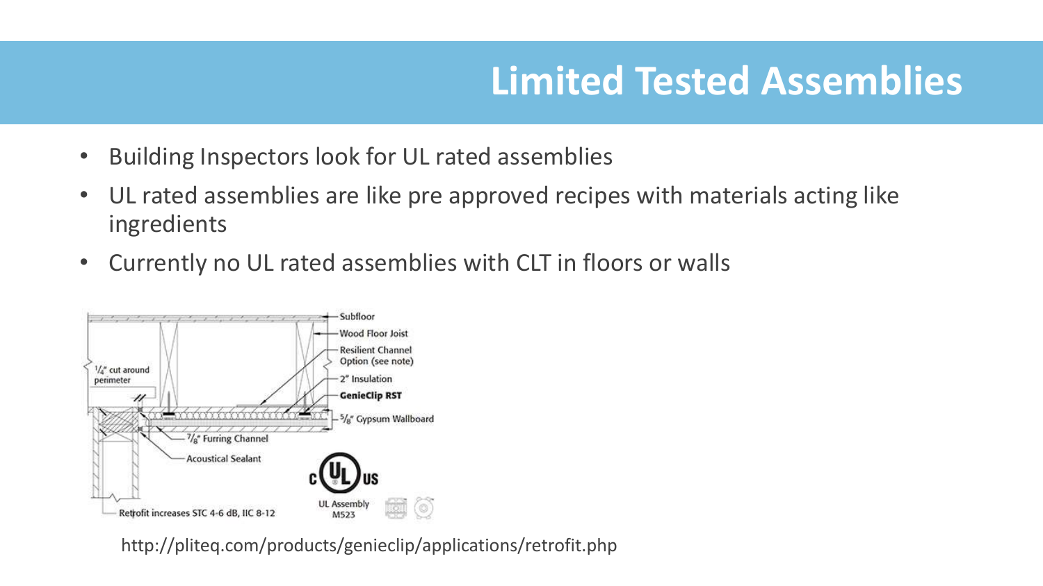# Limited Tested Assemblies

- Building Inspectors look for UL rated assemblies
- UL rated assemblies are like pre approved recipes with materials acting like ingredients
- Currently no UL rated assemblies with CLT in floors or walls

Subfloor

Wood Floor Joist

Resilient Channel Option (see note)

2" Insulation

**GenieClip RST**

5/8" Gypsum Wallboard

1/4" cut around perimeter

7/8" Furring Channel

Acoustical Sealant

Retrofit increases STC 4-6 dB, IIC 8-12

UL Assembly M523

http://pliteq.com/products/genieclip/applications/retrofit.php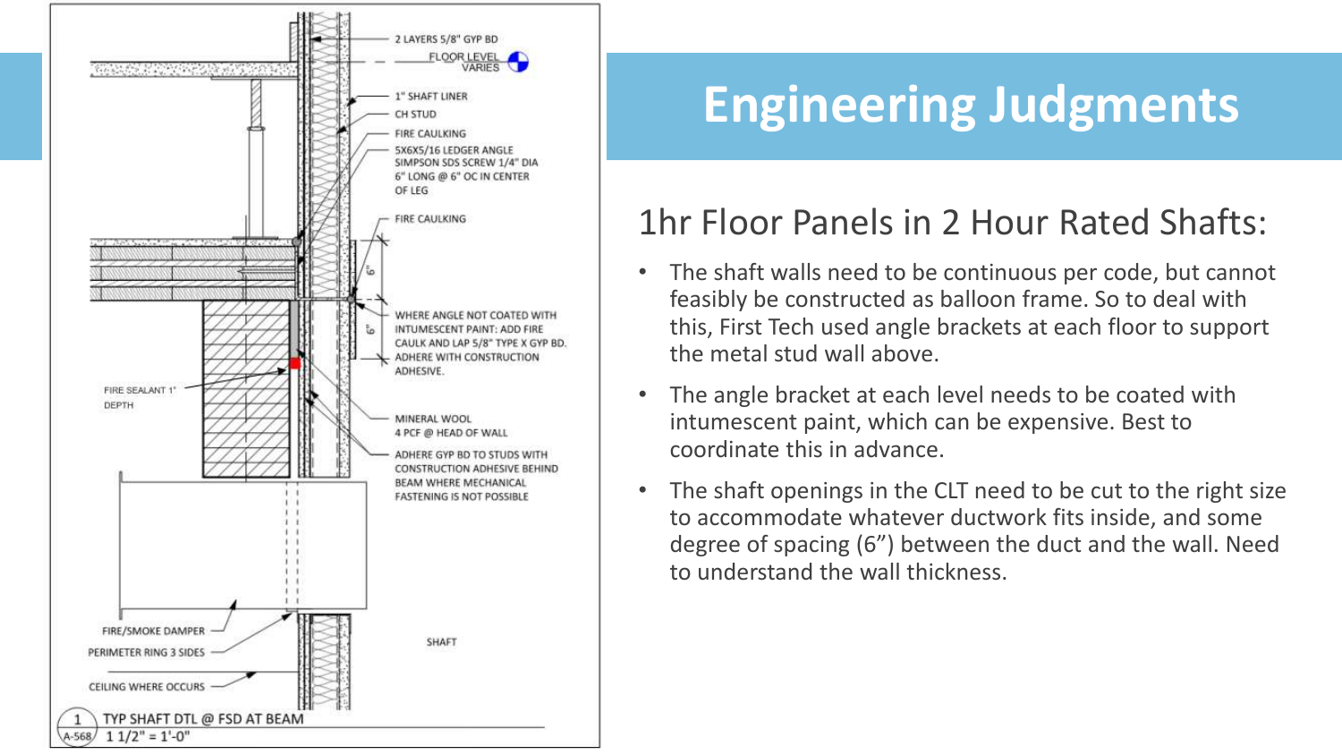# Engineering Judgments

## 1hr Floor Panels in 2 Hour Rated Shafts:

- The shaft walls need to be continuous per code, but cannot feasibly be constructed as balloon frame. So to deal with this, First Tech used angle brackets at each floor to support the metal stud wall above.
- The angle bracket at each level needs to be coated with intumescent paint, which can be expensive. Best to coordinate this in advance.
- The shaft openings in the CLT need to be cut to the right size to accommodate whatever ductwork fits inside, and some degree of spacing (6”) between the duct and the wall. Need to understand the wall thickness.

2 LAYERS 5/8" GYP BD

FLOOR LEVEL VARIES

1" SHAFT LINER

CH STUD

FIRE CAULKING

5X6X5/16 LEDGER ANGLE SIMPSON SDS SCREW 1/4" DIA 6" LONG @ 6" OC IN CENTER OF LEG

FIRE CAULKING

6"

6"

WHERE ANGLE NOT COATED WITH INTUMESCENT PAINT: ADD FIRE CAULK AND LAP 5/8" TYPE X GYP BD. ADHERE WITH CONSTRUCTION ADHESIVE.

FIRE SEALANT 1" DEPTH

MINERAL WOOL 4 PCF @ HEAD OF WALL

ADHERE GYP BD TO STUDS WITH CONSTRUCTION ADHESIVE BEHIND BEAM WHERE MECHANICAL FASTENING IS NOT POSSIBLE

FIRE/SMOKE DAMPER

PERIMETER RING 3 SIDES

SHAFT

CEILING WHERE OCCURS

1 TYP SHAFT DTL @ FSD AT BEAM

A-568 1 1/2" = 1'-0"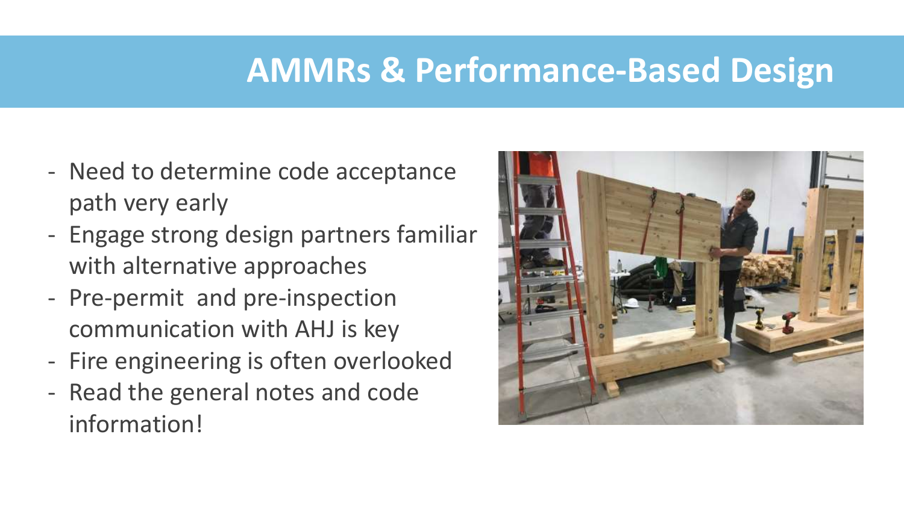# AMMRs & Performance-Based Design

- Need to determine code acceptance path very early
- Engage strong design partners familiar with alternative approaches
- Pre-permit and pre-inspection communication with AHJ is key
- Fire engineering is often overlooked
- Read the general notes and code information!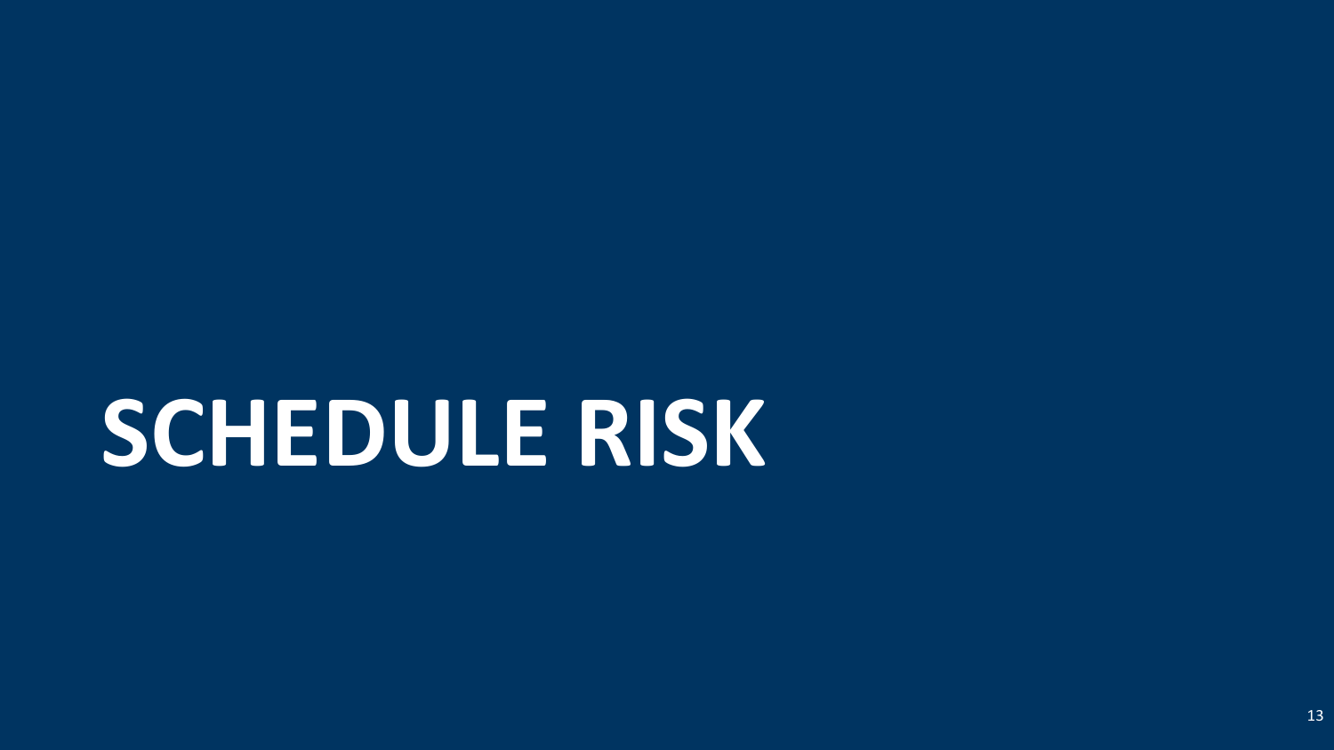# SCHEDULE RISK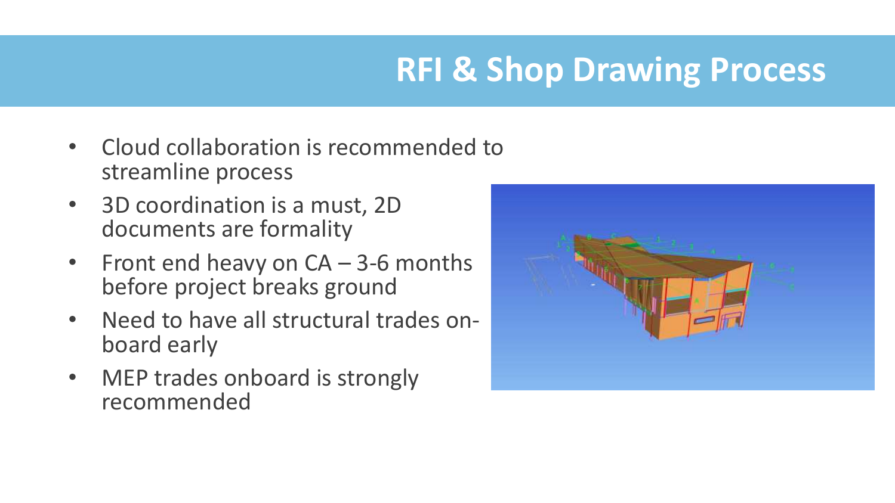# RFI & Shop Drawing Process

- Cloud collaboration is recommended to streamline process
- 3D coordination is a must, 2D documents are formality
- Front end heavy on CA – 3-6 months before project breaks ground
- Need to have all structural trades on-board early
- MEP trades onboard is strongly recommended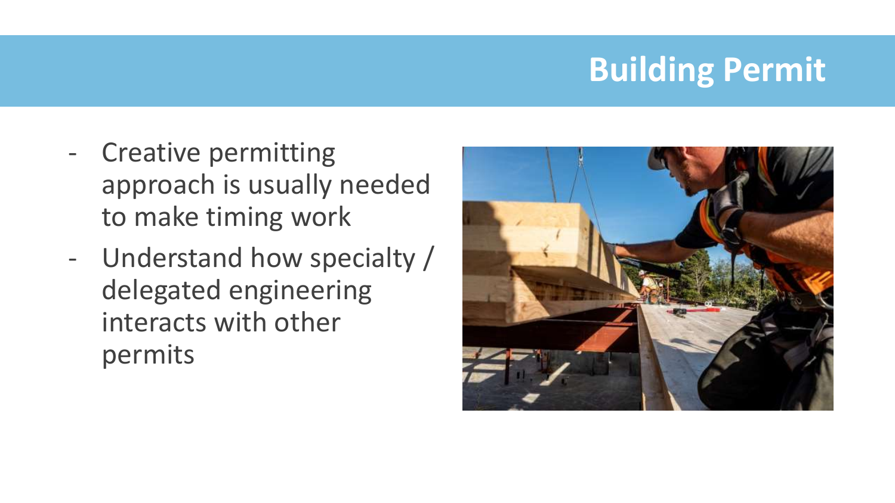# Building Permit

- Creative permitting approach is usually needed to make timing work
- Understand how specialty / delegated engineering interacts with other permits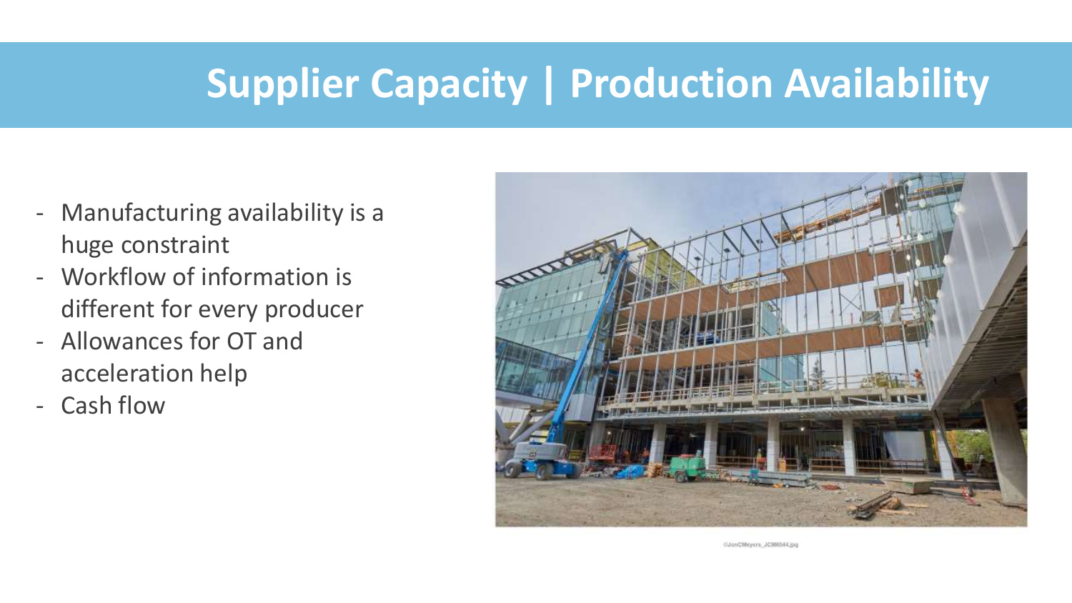# Supplier Capacity | Production Availability

- Manufacturing availability is a huge constraint
- Workflow of information is different for every producer
- Allowances for OT and acceleration help
- Cash flow

©JonCMeyers_JCM6044.jpg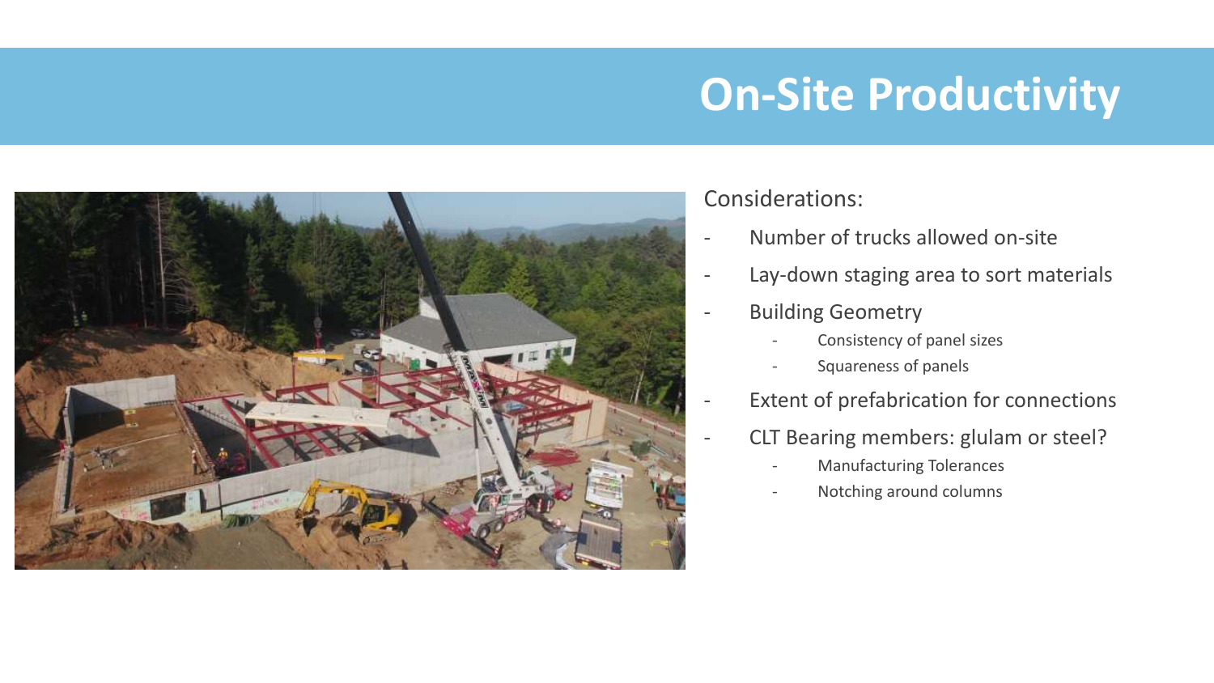# On-Site Productivity

Considerations:

- Number of trucks allowed on-site
- Lay-down staging area to sort materials
- Building Geometry
  - Consistency of panel sizes
  - Squareness of panels
- Extent of prefabrication for connections
- CLT Bearing members: glulam or steel?
  - Manufacturing Tolerances
  - Notching around columns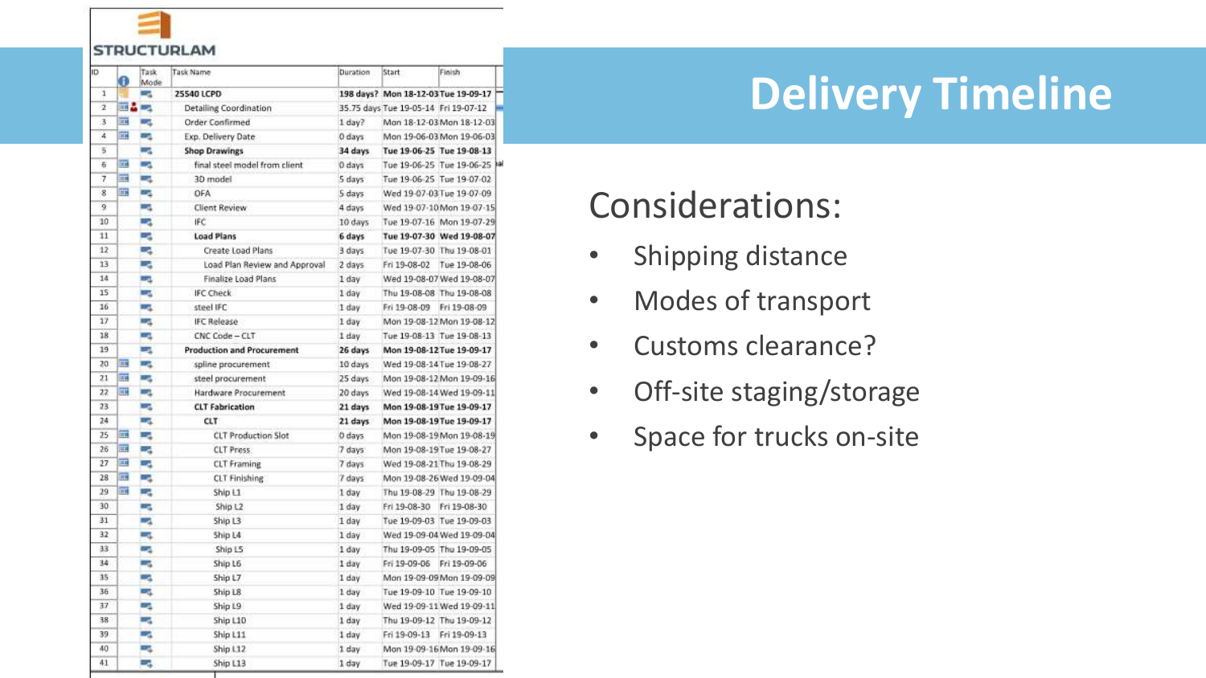# Delivery Timeline

STRUCTURLAM

| ID | Task Mode | Task Name | Duration | Start | Finish |
|---|---|---|---|---|---|
| 1 | | **25540 LCPD** | **198 days?** | **Mon 18-12-03** | **Tue 19-09-17** |
| 2 | | Detailing Coordination | 35.75 days | Tue 19-05-14 | Fri 19-07-12 |
| 3 | | Order Confirmed | 1 day? | Mon 18-12-03 | Mon 18-12-03 |
| 4 | | Exp. Delivery Date | 0 days | Mon 19-06-03 | Mon 19-06-03 |
| 5 | | **Shop Drawings** | **34 days** | **Tue 19-06-25** | **Tue 19-08-13** |
| 6 | | final steel model from client | 0 days | Tue 19-06-25 | Tue 19-06-25 |
| 7 | | 3D model | 5 days | Tue 19-06-25 | Tue 19-07-02 |
| 8 | | OFA | 5 days | Wed 19-07-03 | Tue 19-07-09 |
| 9 | | Client Review | 4 days | Wed 19-07-10 | Mon 19-07-15 |
| 10 | | IFC | 10 days | Tue 19-07-16 | Mon 19-07-29 |
| 11 | | **Load Plans** | **6 days** | **Tue 19-07-30** | **Wed 19-08-07** |
| 12 | | Create Load Plans | 3 days | Tue 19-07-30 | Thu 19-08-01 |
| 13 | | Load Plan Review and Approval | 2 days | Fri 19-08-02 | Tue 19-08-06 |
| 14 | | Finalize Load Plans | 1 day | Wed 19-08-07 | Wed 19-08-07 |
| 15 | | IFC Check | 1 day | Thu 19-08-08 | Thu 19-08-08 |
| 16 | | steel IFC | 1 day | Fri 19-08-09 | Fri 19-08-09 |
| 17 | | IFC Release | 1 day | Mon 19-08-12 | Mon 19-08-12 |
| 18 | | CNC Code – CLT | 1 day | Tue 19-08-13 | Tue 19-08-13 |
| 19 | | **Production and Procurement** | **26 days** | **Mon 19-08-12** | **Tue 19-09-17** |
| 20 | | spline procurement | 10 days | Wed 19-08-14 | Tue 19-08-27 |
| 21 | | steel procurement | 25 days | Mon 19-08-12 | Mon 19-09-16 |
| 22 | | Hardware Procurement | 20 days | Wed 19-08-14 | Wed 19-09-11 |
| 23 | | **CLT Fabrication** | **21 days** | **Mon 19-08-19** | **Tue 19-09-17** |
| 24 | | **CLT** | **21 days** | **Mon 19-08-19** | **Tue 19-09-17** |
| 25 | | CLT Production Slot | 0 days | Mon 19-08-19 | Mon 19-08-19 |
| 26 | | CLT Press | 7 days | Mon 19-08-19 | Tue 19-08-27 |
| 27 | | CLT Framing | 7 days | Wed 19-08-21 | Thu 19-08-29 |
| 28 | | CLT Finishing | 7 days | Mon 19-08-26 | Wed 19-09-04 |
| 29 | | Ship L1 | 1 day | Thu 19-08-29 | Thu 19-08-29 |
| 30 | | Ship L2 | 1 day | Fri 19-08-30 | Fri 19-08-30 |
| 31 | | Ship L3 | 1 day | Tue 19-09-03 | Tue 19-09-03 |
| 32 | | Ship L4 | 1 day | Wed 19-09-04 | Wed 19-09-04 |
| 33 | | Ship L5 | 1 day | Thu 19-09-05 | Thu 19-09-05 |
| 34 | | Ship L6 | 1 day | Fri 19-09-06 | Fri 19-09-06 |
| 35 | | Ship L7 | 1 day | Mon 19-09-09 | Mon 19-09-09 |
| 36 | | Ship L8 | 1 day | Tue 19-09-10 | Tue 19-09-10 |
| 37 | | Ship L9 | 1 day | Wed 19-09-11 | Wed 19-09-11 |
| 38 | | Ship L10 | 1 day | Thu 19-09-12 | Thu 19-09-12 |
| 39 | | Ship L11 | 1 day | Fri 19-09-13 | Fri 19-09-13 |
| 40 | | Ship L12 | 1 day | Mon 19-09-16 | Mon 19-09-16 |
| 41 | | Ship L13 | 1 day | Tue 19-09-17 | Tue 19-09-17 |

## Considerations:

- Shipping distance
- Modes of transport
- Customs clearance?
- Off-site staging/storage
- Space for trucks on-site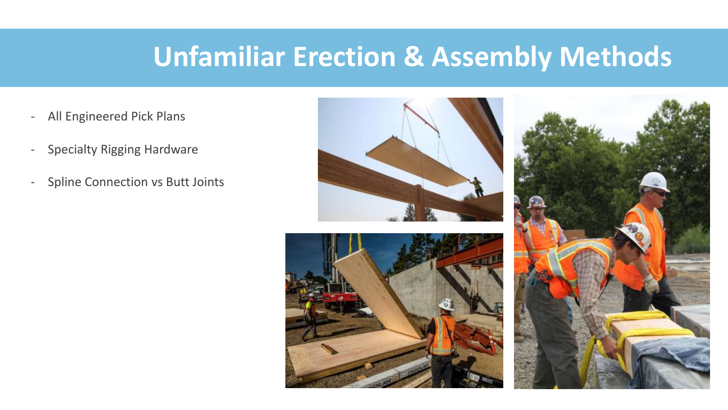# Unfamiliar Erection & Assembly Methods

- All Engineered Pick Plans
- Specialty Rigging Hardware
- Spline Connection vs Butt Joints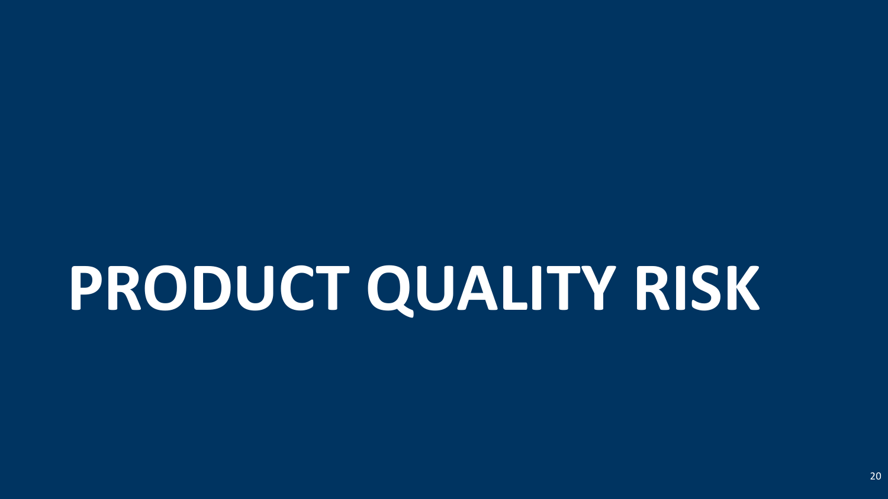# PRODUCT QUALITY RISK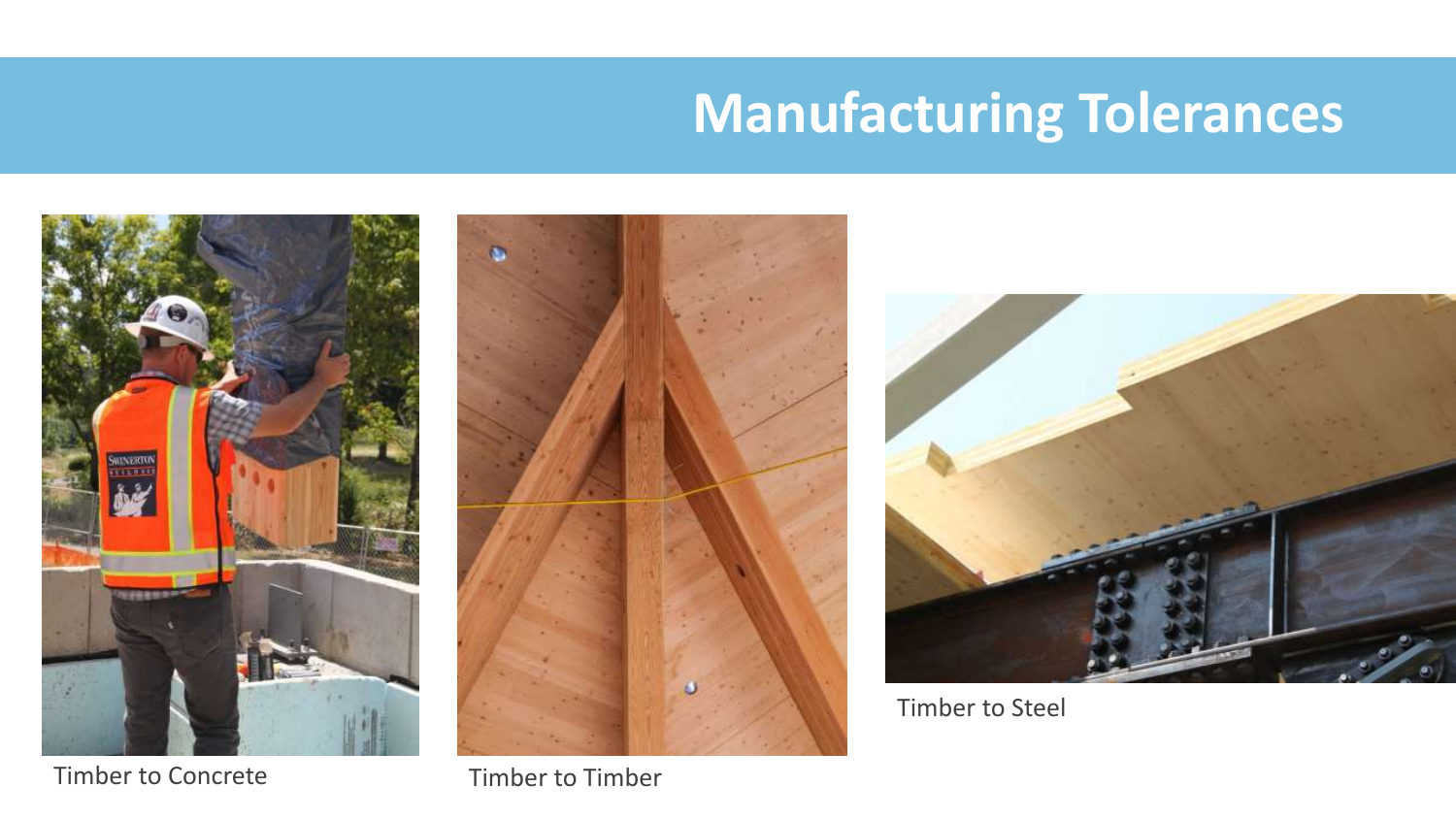# Manufacturing Tolerances

Timber to Concrete

Timber to Timber

Timber to Steel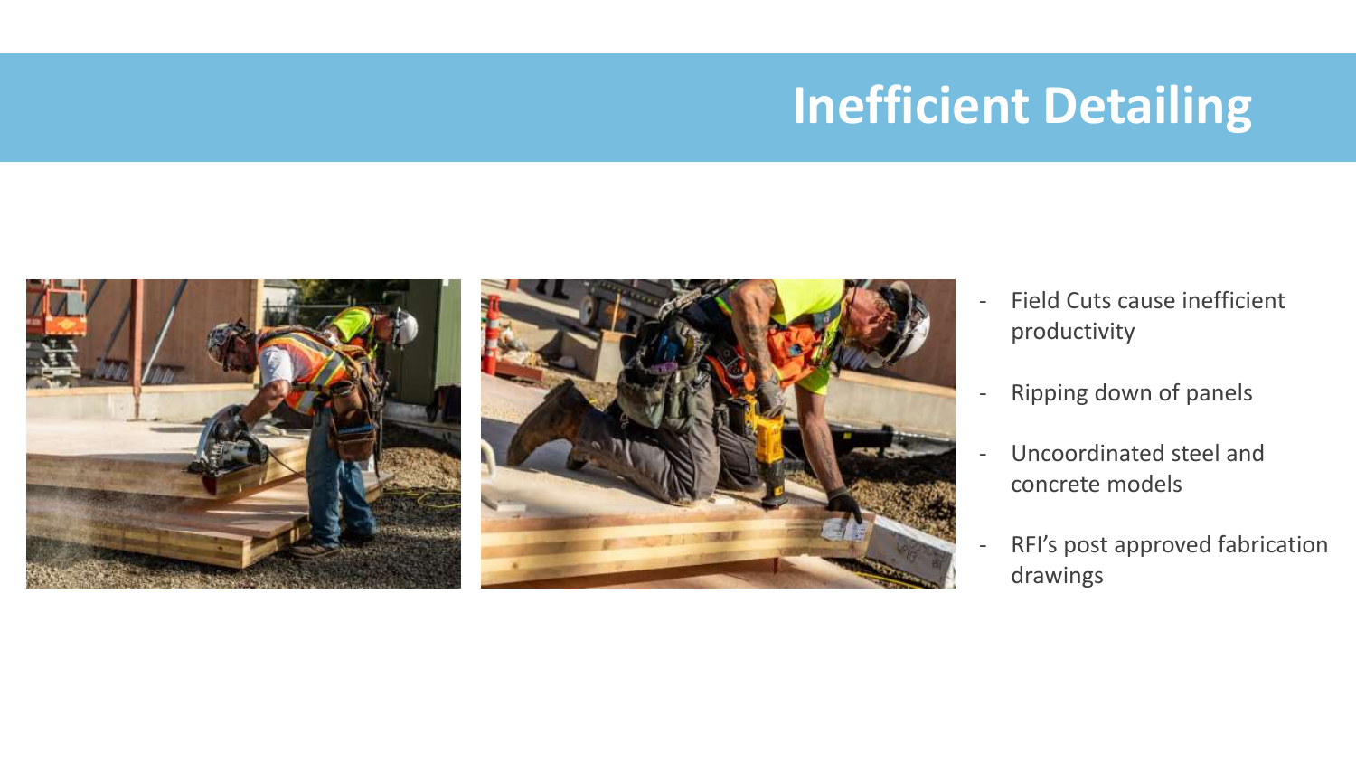# Inefficient Detailing

- Field Cuts cause inefficient productivity
- Ripping down of panels
- Uncoordinated steel and concrete models
- RFI's post approved fabrication drawings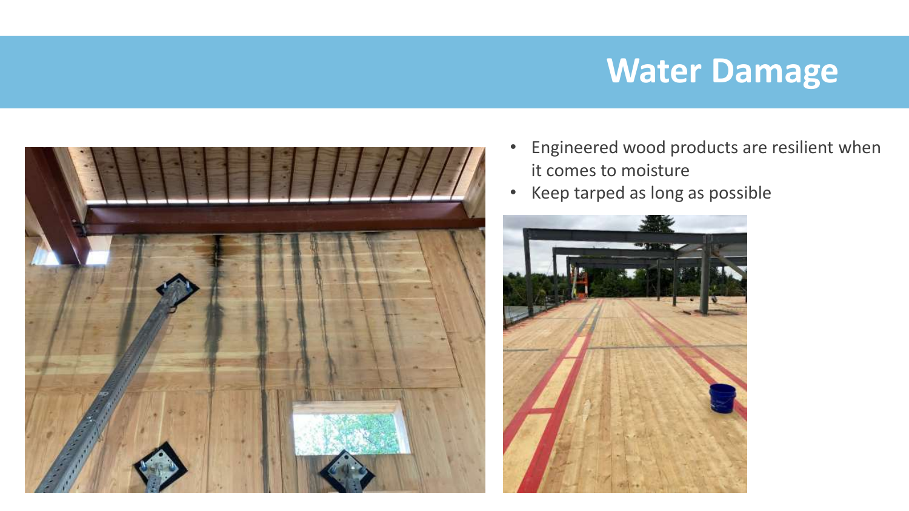# Water Damage

- Engineered wood products are resilient when it comes to moisture
- Keep tarped as long as possible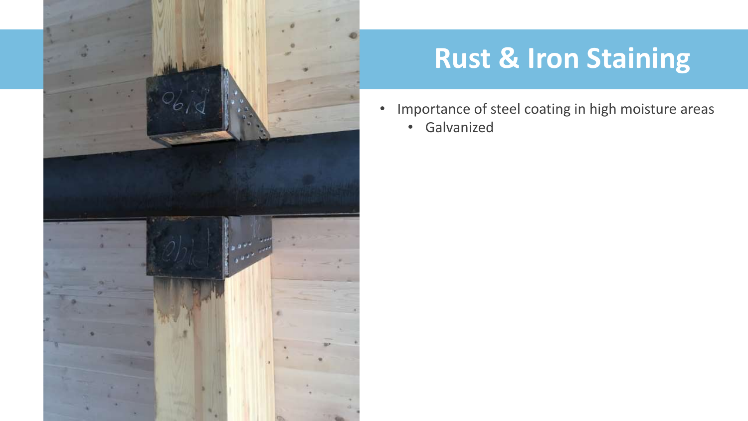# Rust & Iron Staining

- Importance of steel coating in high moisture areas
  - Galvanized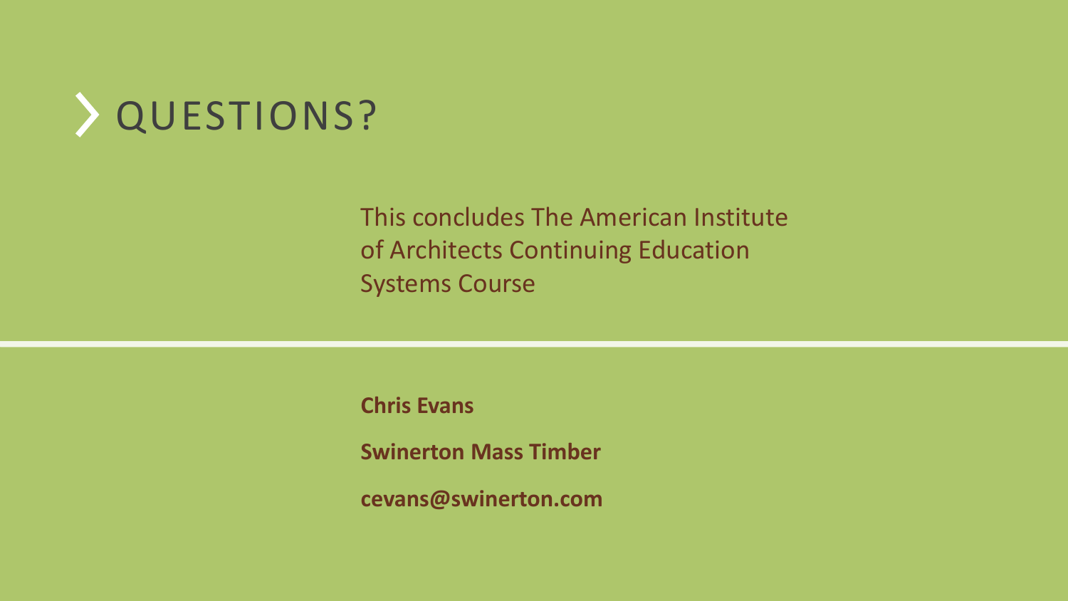# QUESTIONS?

This concludes The American Institute of Architects Continuing Education Systems Course

**Chris Evans**

**Swinerton Mass Timber**

**cevans@swinerton.com**